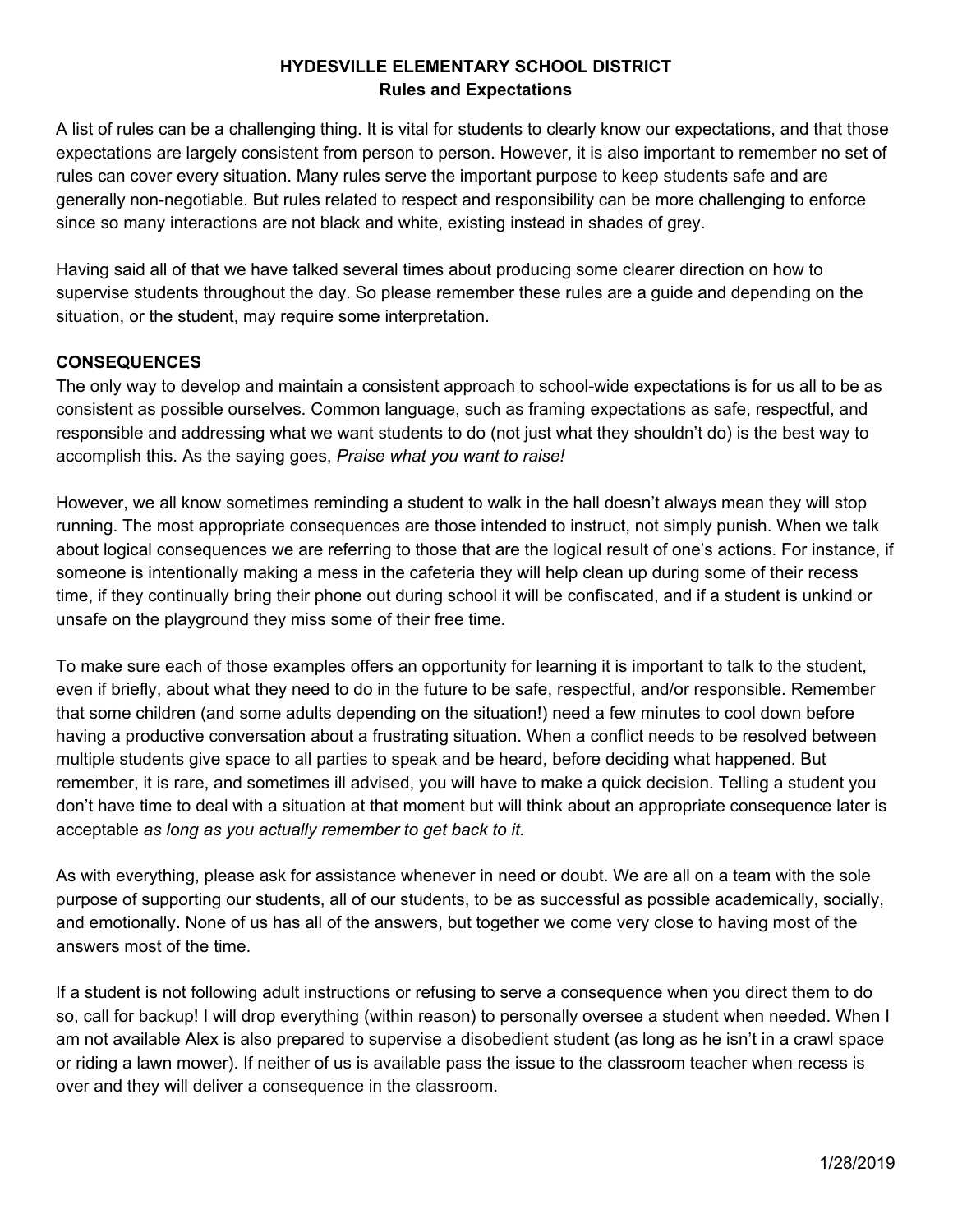# HYDESVILLE ELEMENTARY SCHOOL DISTRICT
## Rules and Expectations

A list of rules can be a challenging thing. It is vital for students to clearly know our expectations, and that those expectations are largely consistent from person to person. However, it is also important to remember no set of rules can cover every situation. Many rules serve the important purpose to keep students safe and are generally non-negotiable. But rules related to respect and responsibility can be more challenging to enforce since so many interactions are not black and white, existing instead in shades of grey.

Having said all of that we have talked several times about producing some clearer direction on how to supervise students throughout the day. So please remember these rules are a guide and depending on the situation, or the student, may require some interpretation.

### CONSEQUENCES

The only way to develop and maintain a consistent approach to school-wide expectations is for us all to be as consistent as possible ourselves. Common language, such as framing expectations as safe, respectful, and responsible and addressing what we want students to do (not just what they shouldn't do) is the best way to accomplish this. As the saying goes, *Praise what you want to raise!*

However, we all know sometimes reminding a student to walk in the hall doesn't always mean they will stop running. The most appropriate consequences are those intended to instruct, not simply punish. When we talk about logical consequences we are referring to those that are the logical result of one's actions. For instance, if someone is intentionally making a mess in the cafeteria they will help clean up during some of their recess time, if they continually bring their phone out during school it will be confiscated, and if a student is unkind or unsafe on the playground they miss some of their free time.

To make sure each of those examples offers an opportunity for learning it is important to talk to the student, even if briefly, about what they need to do in the future to be safe, respectful, and/or responsible. Remember that some children (and some adults depending on the situation!) need a few minutes to cool down before having a productive conversation about a frustrating situation. When a conflict needs to be resolved between multiple students give space to all parties to speak and be heard, before deciding what happened. But remember, it is rare, and sometimes ill advised, you will have to make a quick decision. Telling a student you don't have time to deal with a situation at that moment but will think about an appropriate consequence later is acceptable *as long as you actually remember to get back to it.*

As with everything, please ask for assistance whenever in need or doubt. We are all on a team with the sole purpose of supporting our students, all of our students, to be as successful as possible academically, socially, and emotionally. None of us has all of the answers, but together we come very close to having most of the answers most of the time.

If a student is not following adult instructions or refusing to serve a consequence when you direct them to do so, call for backup! I will drop everything (within reason) to personally oversee a student when needed. When I am not available Alex is also prepared to supervise a disobedient student (as long as he isn't in a crawl space or riding a lawn mower). If neither of us is available pass the issue to the classroom teacher when recess is over and they will deliver a consequence in the classroom.

1/28/2019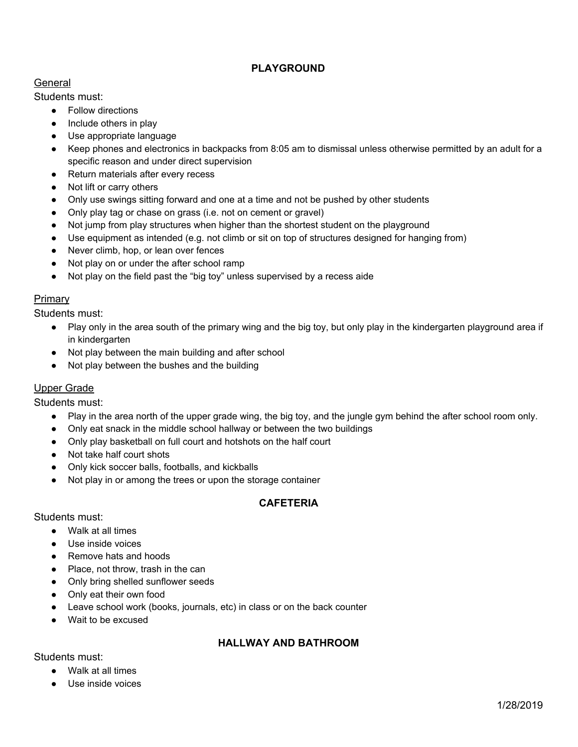## PLAYGROUND

General

Students must:

- Follow directions
- Include others in play
- Use appropriate language
- Keep phones and electronics in backpacks from 8:05 am to dismissal unless otherwise permitted by an adult for a specific reason and under direct supervision
- Return materials after every recess
- Not lift or carry others
- Only use swings sitting forward and one at a time and not be pushed by other students
- Only play tag or chase on grass (i.e. not on cement or gravel)
- Not jump from play structures when higher than the shortest student on the playground
- Use equipment as intended (e.g. not climb or sit on top of structures designed for hanging from)
- Never climb, hop, or lean over fences
- Not play on or under the after school ramp
- Not play on the field past the "big toy" unless supervised by a recess aide

Primary

Students must:

- Play only in the area south of the primary wing and the big toy, but only play in the kindergarten playground area if in kindergarten
- Not play between the main building and after school
- Not play between the bushes and the building

Upper Grade

Students must:

- Play in the area north of the upper grade wing, the big toy, and the jungle gym behind the after school room only.
- Only eat snack in the middle school hallway or between the two buildings
- Only play basketball on full court and hotshots on the half court
- Not take half court shots
- Only kick soccer balls, footballs, and kickballs
- Not play in or among the trees or upon the storage container

## CAFETERIA

Students must:

- Walk at all times
- Use inside voices
- Remove hats and hoods
- Place, not throw, trash in the can
- Only bring shelled sunflower seeds
- Only eat their own food
- Leave school work (books, journals, etc) in class or on the back counter
- Wait to be excused

## HALLWAY AND BATHROOM

Students must:

- Walk at all times
- Use inside voices

1/28/2019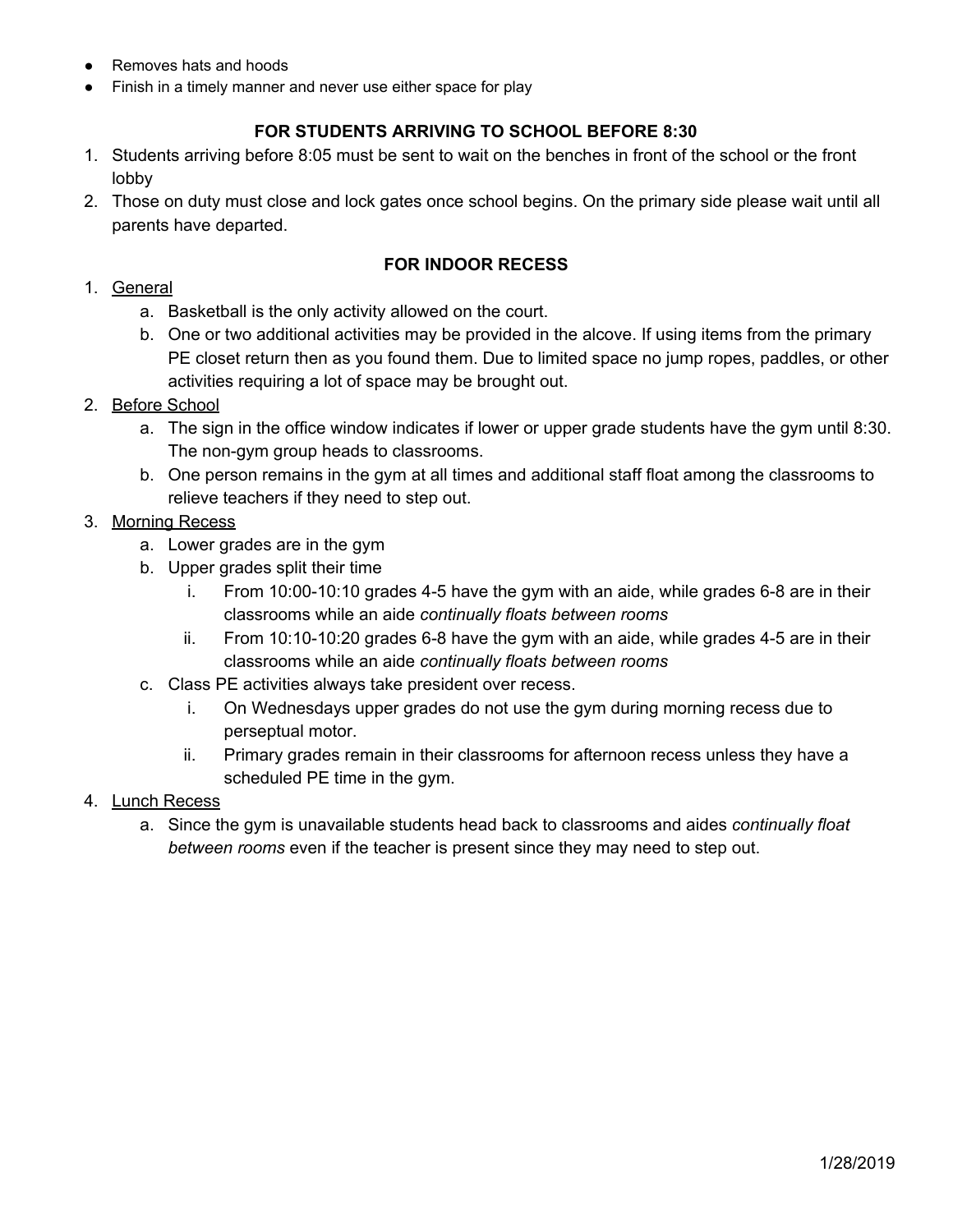- Removes hats and hoods
- Finish in a timely manner and never use either space for play

**FOR STUDENTS ARRIVING TO SCHOOL BEFORE 8:30**

1. Students arriving before 8:05 must be sent to wait on the benches in front of the school or the front lobby
2. Those on duty must close and lock gates once school begins. On the primary side please wait until all parents have departed.

**FOR INDOOR RECESS**

1. <u>General</u>
    a. Basketball is the only activity allowed on the court.
    b. One or two additional activities may be provided in the alcove. If using items from the primary PE closet return then as you found them. Due to limited space no jump ropes, paddles, or other activities requiring a lot of space may be brought out.
2. <u>Before School</u>
    a. The sign in the office window indicates if lower or upper grade students have the gym until 8:30. The non-gym group heads to classrooms.
    b. One person remains in the gym at all times and additional staff float among the classrooms to relieve teachers if they need to step out.
3. <u>Morning Recess</u>
    a. Lower grades are in the gym
    b. Upper grades split their time
        i. From 10:00-10:10 grades 4-5 have the gym with an aide, while grades 6-8 are in their classrooms while an aide *continually floats between rooms*
        ii. From 10:10-10:20 grades 6-8 have the gym with an aide, while grades 4-5 are in their classrooms while an aide *continually floats between rooms*
    c. Class PE activities always take president over recess.
        i. On Wednesdays upper grades do not use the gym during morning recess due to perseptual motor.
        ii. Primary grades remain in their classrooms for afternoon recess unless they have a scheduled PE time in the gym.
4. <u>Lunch Recess</u>
    a. Since the gym is unavailable students head back to classrooms and aides *continually float between rooms* even if the teacher is present since they may need to step out.

1/28/2019